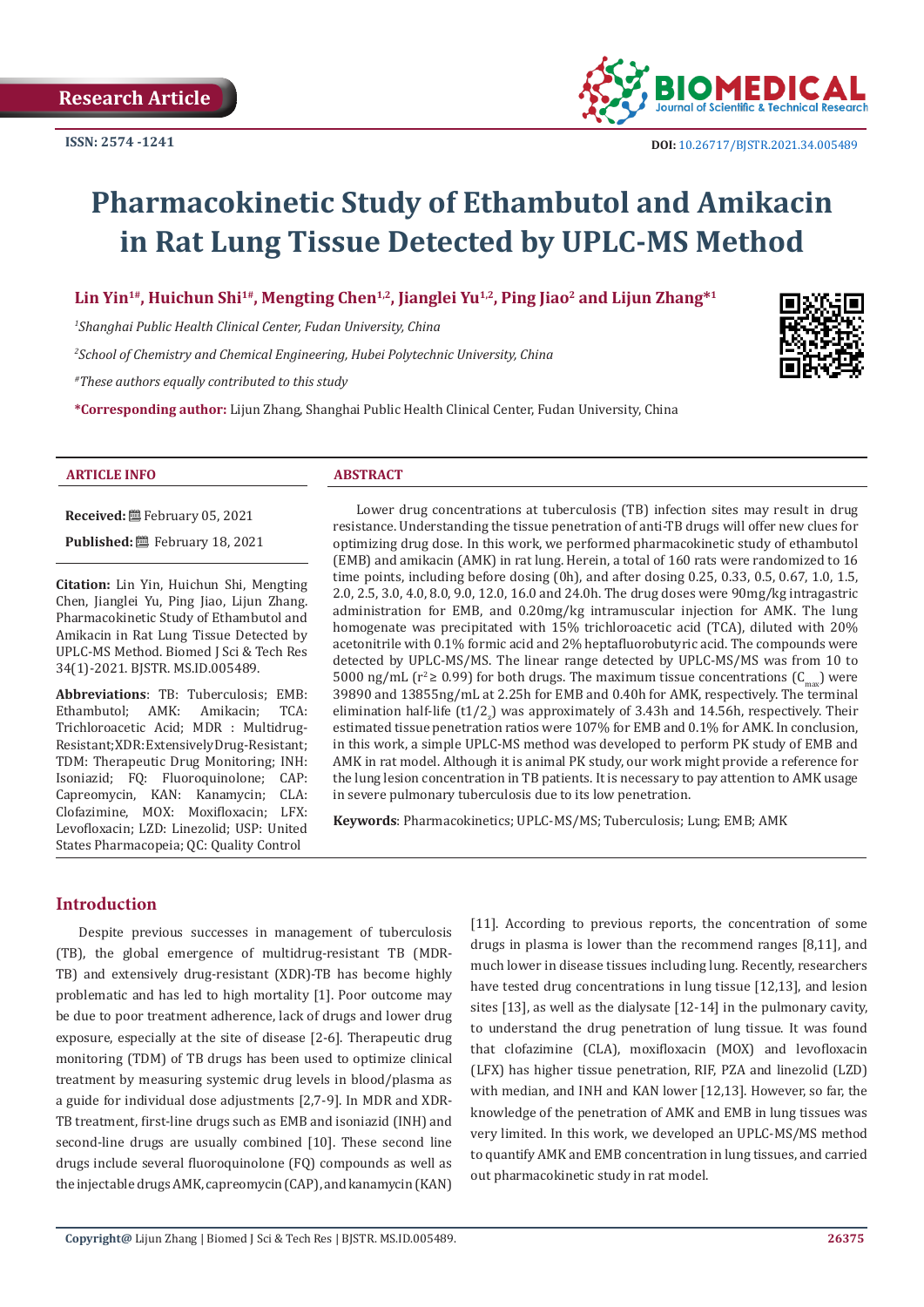Research Article

ISSN: 2574 -1241

DOI: 10.26717/BJSTR.2021.34.005489

# Pharmacokinetic Study of Ethambutol and Amikacin in Rat Lung Tissue Detected by UPLC-MS Method

**Lin Yin[1#], Huichun Shi[1#], Mengting Chen[1,2], Jianglei Yu[1,2], Ping Jiao[2] and Lijun Zhang*[1]**

[1]*Shanghai Public Health Clinical Center, Fudan University, China*

[2]*School of Chemistry and Chemical Engineering, Hubei Polytechnic University, China*

[#]*These authors equally contributed to this study*

**\*Corresponding author:** Lijun Zhang, Shanghai Public Health Clinical Center, Fudan University, China

## ARTICLE INFO

**Received:** February 05, 2021

**Published:** February 18, 2021

**Citation:** Lin Yin, Huichun Shi, Mengting Chen, Jianglei Yu, Ping Jiao, Lijun Zhang. Pharmacokinetic Study of Ethambutol and Amikacin in Rat Lung Tissue Detected by UPLC-MS Method. Biomed J Sci & Tech Res 34(1)-2021. BJSTR. MS.ID.005489.

**Abbreviations**: TB: Tuberculosis; EMB: Ethambutol; AMK: Amikacin; TCA: Trichloroacetic Acid; MDR : Multidrug-Resistant; XDR: Extensively Drug-Resistant; TDM: Therapeutic Drug Monitoring; INH: Isoniazid; FQ: Fluoroquinolone; CAP: Capreomycin, KAN: Kanamycin; CLA: Clofazimine, MOX: Moxifloxacin; LFX: Levofloxacin; LZD: Linezolid; USP: United States Pharmacopeia; QC: Quality Control

## ABSTRACT

Lower drug concentrations at tuberculosis (TB) infection sites may result in drug resistance. Understanding the tissue penetration of anti-TB drugs will offer new clues for optimizing drug dose. In this work, we performed pharmacokinetic study of ethambutol (EMB) and amikacin (AMK) in rat lung. Herein, a total of 160 rats were randomized to 16 time points, including before dosing (0h), and after dosing 0.25, 0.33, 0.5, 0.67, 1.0, 1.5, 2.0, 2.5, 3.0, 4.0, 8.0, 9.0, 12.0, 16.0 and 24.0h. The drug doses were 90mg/kg intragastric administration for EMB, and 0.20mg/kg intramuscular injection for AMK. The lung homogenate was precipitated with 15% trichloroacetic acid (TCA), diluted with 20% acetonitrile with 0.1% formic acid and 2% heptafluorobutyric acid. The compounds were detected by UPLC-MS/MS. The linear range detected by UPLC-MS/MS was from 10 to 5000 ng/mL ($r^2 \geq 0.99$) for both drugs. The maximum tissue concentrations ($C_{max}$) were 39890 and 13855ng/mL at 2.25h for EMB and 0.40h for AMK, respectively. The terminal elimination half-life ($t1/2_z$) was approximately of 3.43h and 14.56h, respectively. Their estimated tissue penetration ratios were 107% for EMB and 0.1% for AMK. In conclusion, in this work, a simple UPLC-MS method was developed to perform PK study of EMB and AMK in rat model. Although it is animal PK study, our work might provide a reference for the lung lesion concentration in TB patients. It is necessary to pay attention to AMK usage in severe pulmonary tuberculosis due to its low penetration.

**Keywords**: Pharmacokinetics; UPLC-MS/MS; Tuberculosis; Lung; EMB; AMK

## Introduction

Despite previous successes in management of tuberculosis (TB), the global emergence of multidrug-resistant TB (MDR-TB) and extensively drug-resistant (XDR)-TB has become highly problematic and has led to high mortality [1]. Poor outcome may be due to poor treatment adherence, lack of drugs and lower drug exposure, especially at the site of disease [2-6]. Therapeutic drug monitoring (TDM) of TB drugs has been used to optimize clinical treatment by measuring systemic drug levels in blood/plasma as a guide for individual dose adjustments [2,7-9]. In MDR and XDR-TB treatment, first-line drugs such as EMB and isoniazid (INH) and second-line drugs are usually combined [10]. These second line drugs include several fluoroquinolone (FQ) compounds as well as the injectable drugs AMK, capreomycin (CAP), and kanamycin (KAN) [11]. According to previous reports, the concentration of some drugs in plasma is lower than the recommend ranges [8,11], and much lower in disease tissues including lung. Recently, researchers have tested drug concentrations in lung tissue [12,13], and lesion sites [13], as well as the dialysate [12-14] in the pulmonary cavity, to understand the drug penetration of lung tissue. It was found that clofazimine (CLA), moxifloxacin (MOX) and levofloxacin (LFX) has higher tissue penetration, RIF, PZA and linezolid (LZD) with median, and INH and KAN lower [12,13]. However, so far, the knowledge of the penetration of AMK and EMB in lung tissues was very limited. In this work, we developed an UPLC-MS/MS method to quantify AMK and EMB concentration in lung tissues, and carried out pharmacokinetic study in rat model.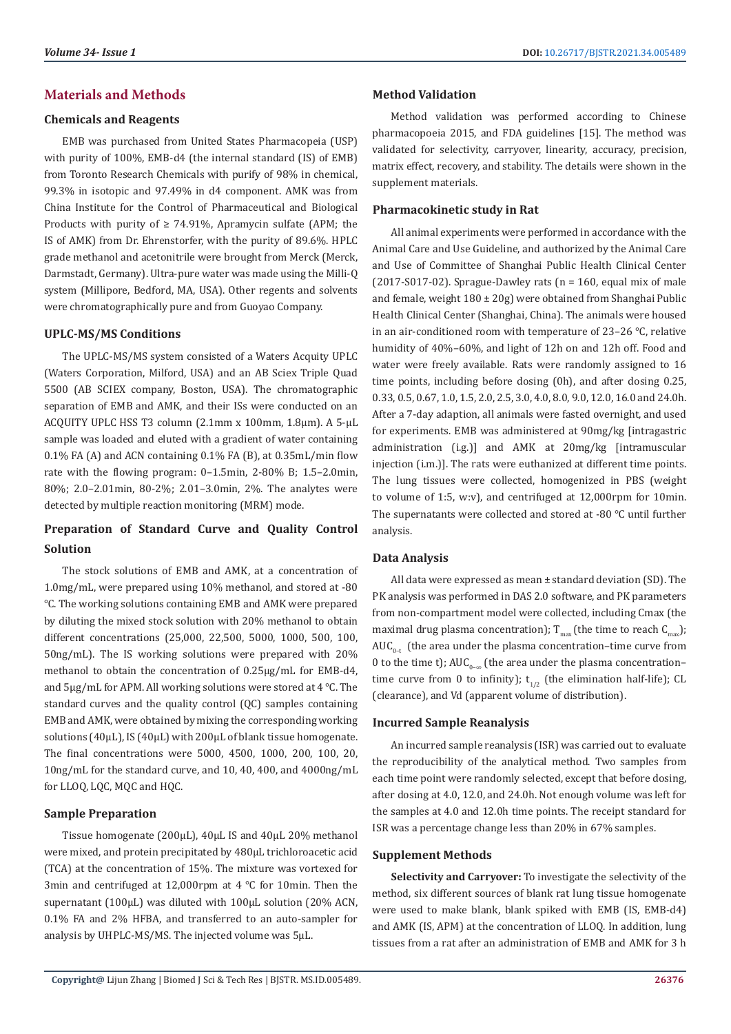## Materials and Methods

### Chemicals and Reagents

EMB was purchased from United States Pharmacopeia (USP) with purity of 100%, EMB-d4 (the internal standard (IS) of EMB) from Toronto Research Chemicals with purify of 98% in chemical, 99.3% in isotopic and 97.49% in d4 component. AMK was from China Institute for the Control of Pharmaceutical and Biological Products with purity of ≥ 74.91%, Apramycin sulfate (APM; the IS of AMK) from Dr. Ehrenstorfer, with the purity of 89.6%. HPLC grade methanol and acetonitrile were brought from Merck (Merck, Darmstadt, Germany). Ultra-pure water was made using the Milli-Q system (Millipore, Bedford, MA, USA). Other regents and solvents were chromatographically pure and from Guoyao Company.

### UPLC-MS/MS Conditions

The UPLC-MS/MS system consisted of a Waters Acquity UPLC (Waters Corporation, Milford, USA) and an AB Sciex Triple Quad 5500 (AB SCIEX company, Boston, USA). The chromatographic separation of EMB and AMK, and their ISs were conducted on an ACQUITY UPLC HSS T3 column (2.1mm x 100mm, 1.8μm). A 5-μL sample was loaded and eluted with a gradient of water containing 0.1% FA (A) and ACN containing 0.1% FA (B), at 0.35mL/min flow rate with the flowing program: 0–1.5min, 2-80% B; 1.5–2.0min, 80%; 2.0–2.01min, 80-2%; 2.01–3.0min, 2%. The analytes were detected by multiple reaction monitoring (MRM) mode.

### Preparation of Standard Curve and Quality Control Solution

The stock solutions of EMB and AMK, at a concentration of 1.0mg/mL, were prepared using 10% methanol, and stored at -80 °C. The working solutions containing EMB and AMK were prepared by diluting the mixed stock solution with 20% methanol to obtain different concentrations (25,000, 22,500, 5000, 1000, 500, 100, 50ng/mL). The IS working solutions were prepared with 20% methanol to obtain the concentration of 0.25μg/mL for EMB-d4, and 5μg/mL for APM. All working solutions were stored at 4 °C. The standard curves and the quality control (QC) samples containing EMB and AMK, were obtained by mixing the corresponding working solutions (40μL), IS (40μL) with 200μL of blank tissue homogenate. The final concentrations were 5000, 4500, 1000, 200, 100, 20, 10ng/mL for the standard curve, and 10, 40, 400, and 4000ng/mL for LLOQ, LQC, MQC and HQC.

### Sample Preparation

Tissue homogenate (200μL), 40μL IS and 40μL 20% methanol were mixed, and protein precipitated by 480μL trichloroacetic acid (TCA) at the concentration of 15%. The mixture was vortexed for 3min and centrifuged at 12,000rpm at 4 °C for 10min. Then the supernatant (100μL) was diluted with 100μL solution (20% ACN, 0.1% FA and 2% HFBA, and transferred to an auto-sampler for analysis by UHPLC-MS/MS. The injected volume was 5μL.

### Method Validation

Method validation was performed according to Chinese pharmacopoeia 2015, and FDA guidelines [15]. The method was validated for selectivity, carryover, linearity, accuracy, precision, matrix effect, recovery, and stability. The details were shown in the supplement materials.

### Pharmacokinetic study in Rat

All animal experiments were performed in accordance with the Animal Care and Use Guideline, and authorized by the Animal Care and Use of Committee of Shanghai Public Health Clinical Center (2017-S017-02). Sprague-Dawley rats (n = 160, equal mix of male and female, weight 180 ± 20g) were obtained from Shanghai Public Health Clinical Center (Shanghai, China). The animals were housed in an air-conditioned room with temperature of 23–26 °C, relative humidity of 40%–60%, and light of 12h on and 12h off. Food and water were freely available. Rats were randomly assigned to 16 time points, including before dosing (0h), and after dosing 0.25, 0.33, 0.5, 0.67, 1.0, 1.5, 2.0, 2.5, 3.0, 4.0, 8.0, 9.0, 12.0, 16.0 and 24.0h. After a 7-day adaption, all animals were fasted overnight, and used for experiments. EMB was administered at 90mg/kg [intragastric administration (i.g.)] and AMK at 20mg/kg [intramuscular injection (i.m.)]. The rats were euthanized at different time points. The lung tissues were collected, homogenized in PBS (weight to volume of 1:5, w:v), and centrifuged at 12,000rpm for 10min. The supernatants were collected and stored at -80 °C until further analysis.

### Data Analysis

All data were expressed as mean ± standard deviation (SD). The PK analysis was performed in DAS 2.0 software, and PK parameters from non-compartment model were collected, including Cmax (the maximal drug plasma concentration); $T_{max}$ (the time to reach $C_{max}$); $AUC_{0-t}$ (the area under the plasma concentration–time curve from 0 to the time t); $AUC_{0-\infty}$ (the area under the plasma concentration–time curve from 0 to infinity); $t_{1/2}$ (the elimination half-life); CL (clearance), and Vd (apparent volume of distribution).

### Incurred Sample Reanalysis

An incurred sample reanalysis (ISR) was carried out to evaluate the reproducibility of the analytical method. Two samples from each time point were randomly selected, except that before dosing, after dosing at 4.0, 12.0, and 24.0h. Not enough volume was left for the samples at 4.0 and 12.0h time points. The receipt standard for ISR was a percentage change less than 20% in 67% samples.

### Supplement Methods

**Selectivity and Carryover:** To investigate the selectivity of the method, six different sources of blank rat lung tissue homogenate were used to make blank, blank spiked with EMB (IS, EMB-d4) and AMK (IS, APM) at the concentration of LLOQ. In addition, lung tissues from a rat after an administration of EMB and AMK for 3 h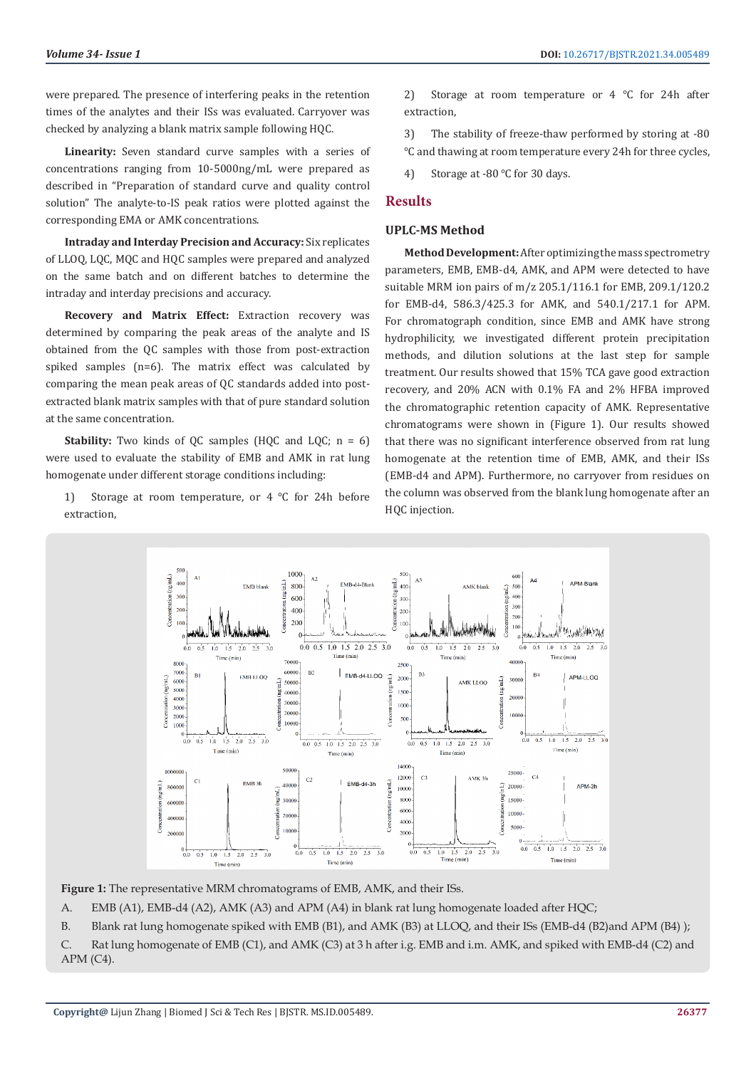were prepared. The presence of interfering peaks in the retention times of the analytes and their ISs was evaluated. Carryover was checked by analyzing a blank matrix sample following HQC.

**Linearity:** Seven standard curve samples with a series of concentrations ranging from 10-5000ng/mL were prepared as described in "Preparation of standard curve and quality control solution" The analyte-to-IS peak ratios were plotted against the corresponding EMA or AMK concentrations.

**Intraday and Interday Precision and Accuracy:** Six replicates of LLOQ, LQC, MQC and HQC samples were prepared and analyzed on the same batch and on different batches to determine the intraday and interday precisions and accuracy.

**Recovery and Matrix Effect:** Extraction recovery was determined by comparing the peak areas of the analyte and IS obtained from the QC samples with those from post-extraction spiked samples (n=6). The matrix effect was calculated by comparing the mean peak areas of QC standards added into post-extracted blank matrix samples with that of pure standard solution at the same concentration.

**Stability:** Two kinds of QC samples (HQC and LQC; n = 6) were used to evaluate the stability of EMB and AMK in rat lung homogenate under different storage conditions including:

1) Storage at room temperature, or 4 °C for 24h before extraction,

2) Storage at room temperature or 4 °C for 24h after extraction,

3) The stability of freeze-thaw performed by storing at -80 °C and thawing at room temperature every 24h for three cycles,

4) Storage at -80 °C for 30 days.

## Results

### UPLC-MS Method

**Method Development:** After optimizing the mass spectrometry parameters, EMB, EMB-d4, AMK, and APM were detected to have suitable MRM ion pairs of m/z 205.1/116.1 for EMB, 209.1/120.2 for EMB-d4, 586.3/425.3 for AMK, and 540.1/217.1 for APM. For chromatograph condition, since EMB and AMK have strong hydrophilicity, we investigated different protein precipitation methods, and dilution solutions at the last step for sample treatment. Our results showed that 15% TCA gave good extraction recovery, and 20% ACN with 0.1% FA and 2% HFBA improved the chromatographic retention capacity of AMK. Representative chromatograms were shown in (Figure 1). Our results showed that there was no significant interference observed from rat lung homogenate at the retention time of EMB, AMK, and their ISs (EMB-d4 and APM). Furthermore, no carryover from residues on the column was observed from the blank lung homogenate after an HQC injection.

**Figure 1:** The representative MRM chromatograms of EMB, AMK, and their ISs.

A. EMB (A1), EMB-d4 (A2), AMK (A3) and APM (A4) in blank rat lung homogenate loaded after HQC;

B. Blank rat lung homogenate spiked with EMB (B1), and AMK (B3) at LLOQ, and their ISs (EMB-d4 (B2)and APM (B4) );

C. Rat lung homogenate of EMB (C1), and AMK (C3) at 3 h after i.g. EMB and i.m. AMK, and spiked with EMB-d4 (C2) and APM (C4).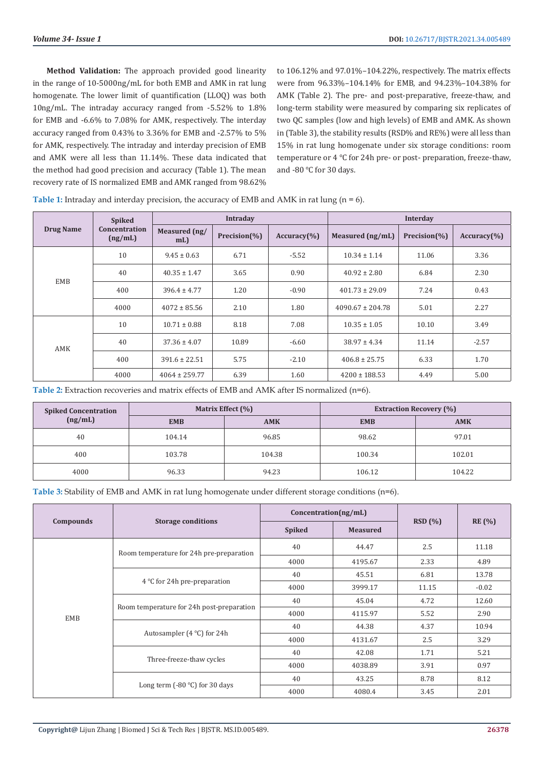**Method Validation:** The approach provided good linearity in the range of 10-5000ng/mL for both EMB and AMK in rat lung homogenate. The lower limit of quantification (LLOQ) was both 10ng/mL. The intraday accuracy ranged from -5.52% to 1.8% for EMB and -6.6% to 7.08% for AMK, respectively. The interday accuracy ranged from 0.43% to 3.36% for EMB and -2.57% to 5% for AMK, respectively. The intraday and interday precision of EMB and AMK were all less than 11.14%. These data indicated that the method had good precision and accuracy (Table 1). The mean recovery rate of IS normalized EMB and AMK ranged from 98.62% to 106.12% and 97.01%–104.22%, respectively. The matrix effects were from 96.33%–104.14% for EMB, and 94.23%–104.38% for AMK (Table 2). The pre- and post-preparative, freeze-thaw, and long-term stability were measured by comparing six replicates of two QC samples (low and high levels) of EMB and AMK. As shown in (Table 3), the stability results (RSD% and RE%) were all less than 15% in rat lung homogenate under six storage conditions: room temperature or 4 °C for 24h pre- or post- preparation, freeze-thaw, and -80 °C for 30 days.

**Table 1:** Intraday and interday precision, the accuracy of EMB and AMK in rat lung (n = 6).

| Drug Name | Spiked Concentration (ng/mL) | Intraday | | | Interday | | |
|---|---|---|---|---|---|---|---|
| | | Measured (ng/mL) | Precision(%) | Accuracy(%) | Measured (ng/mL) | Precision(%) | Accuracy(%) |
| EMB | 10 | 9.45 ± 0.63 | 6.71 | -5.52 | 10.34 ± 1.14 | 11.06 | 3.36 |
| | 40 | 40.35 ± 1.47 | 3.65 | 0.90 | 40.92 ± 2.80 | 6.84 | 2.30 |
| | 400 | 396.4 ± 4.77 | 1.20 | -0.90 | 401.73 ± 29.09 | 7.24 | 0.43 |
| | 4000 | 4072 ± 85.56 | 2.10 | 1.80 | 4090.67 ± 204.78 | 5.01 | 2.27 |
| AMK | 10 | 10.71 ± 0.88 | 8.18 | 7.08 | 10.35 ± 1.05 | 10.10 | 3.49 |
| | 40 | 37.36 ± 4.07 | 10.89 | -6.60 | 38.97 ± 4.34 | 11.14 | -2.57 |
| | 400 | 391.6 ± 22.51 | 5.75 | -2.10 | 406.8 ± 25.75 | 6.33 | 1.70 |
| | 4000 | 4064 ± 259.77 | 6.39 | 1.60 | 4200 ± 188.53 | 4.49 | 5.00 |

**Table 2:** Extraction recoveries and matrix effects of EMB and AMK after IS normalized (n=6).

| Spiked Concentration (ng/mL) | Matrix Effect (%) | | Extraction Recovery (%) | |
|---|---|---|---|---|
| | EMB | AMK | EMB | AMK |
| 40 | 104.14 | 96.85 | 98.62 | 97.01 |
| 400 | 103.78 | 104.38 | 100.34 | 102.01 |
| 4000 | 96.33 | 94.23 | 106.12 | 104.22 |

**Table 3:** Stability of EMB and AMK in rat lung homogenate under different storage conditions (n=6).

| Compounds | Storage conditions | Concentration(ng/mL) | | RSD (%) | RE (%) |
|---|---|---|---|---|---|
| | | Spiked | Measured | | |
| EMB | Room temperature for 24h pre-preparation | 40 | 44.47 | 2.5 | 11.18 |
| | | 4000 | 4195.67 | 2.33 | 4.89 |
| | 4 °C for 24h pre-preparation | 40 | 45.51 | 6.81 | 13.78 |
| | | 4000 | 3999.17 | 11.15 | -0.02 |
| | Room temperature for 24h post-preparation | 40 | 45.04 | 4.72 | 12.60 |
| | | 4000 | 4115.97 | 5.52 | 2.90 |
| | Autosampler (4 °C) for 24h | 40 | 44.38 | 4.37 | 10.94 |
| | | 4000 | 4131.67 | 2.5 | 3.29 |
| | Three-freeze-thaw cycles | 40 | 42.08 | 1.71 | 5.21 |
| | | 4000 | 4038.89 | 3.91 | 0.97 |
| | Long term (-80 °C) for 30 days | 40 | 43.25 | 8.78 | 8.12 |
| | | 4000 | 4080.4 | 3.45 | 2.01 |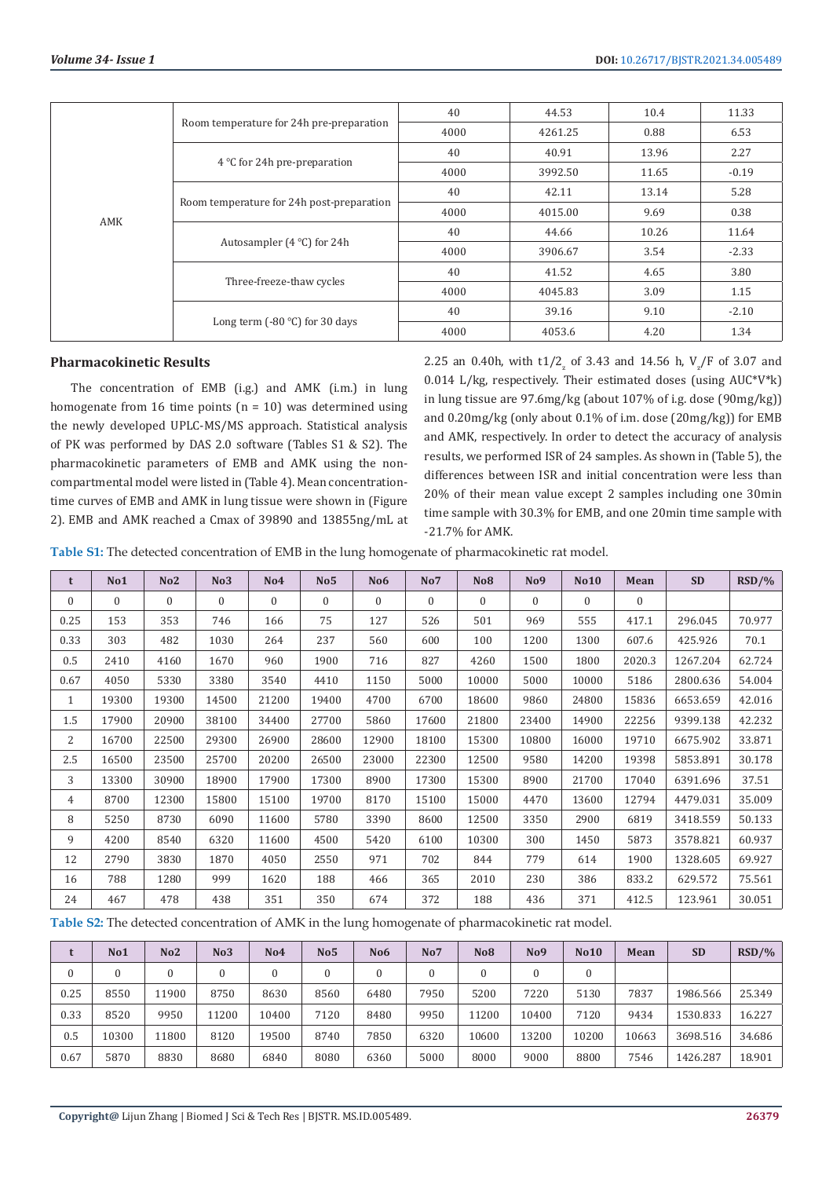| | | | | | |
|---|---|---|---|---|---|
| AMK | Room temperature for 24h pre-preparation | 40 | 44.53 | 10.4 | 11.33 |
| | | 4000 | 4261.25 | 0.88 | 6.53 |
| | 4 °C for 24h pre-preparation | 40 | 40.91 | 13.96 | 2.27 |
| | | 4000 | 3992.50 | 11.65 | -0.19 |
| | Room temperature for 24h post-preparation | 40 | 42.11 | 13.14 | 5.28 |
| | | 4000 | 4015.00 | 9.69 | 0.38 |
| | Autosampler (4 °C) for 24h | 40 | 44.66 | 10.26 | 11.64 |
| | | 4000 | 3906.67 | 3.54 | -2.33 |
| | Three-freeze-thaw cycles | 40 | 41.52 | 4.65 | 3.80 |
| | | 4000 | 4045.83 | 3.09 | 1.15 |
| | Long term (-80 °C) for 30 days | 40 | 39.16 | 9.10 | -2.10 |
| | | 4000 | 4053.6 | 4.20 | 1.34 |

## Pharmacokinetic Results

The concentration of EMB (i.g.) and AMK (i.m.) in lung homogenate from 16 time points (n = 10) was determined using the newly developed UPLC-MS/MS approach. Statistical analysis of PK was performed by DAS 2.0 software (Tables S1 & S2). The pharmacokinetic parameters of EMB and AMK using the non-compartmental model were listed in (Table 4). Mean concentration-time curves of EMB and AMK in lung tissue were shown in (Figure 2). EMB and AMK reached a Cmax of 39890 and 13855ng/mL at 2.25 an 0.40h, with $t1/2_z$ of 3.43 and 14.56 h, $V_z/F$ of 3.07 and 0.014 L/kg, respectively. Their estimated doses (using AUC\*V\*k) in lung tissue are 97.6mg/kg (about 107% of i.g. dose (90mg/kg)) and 0.20mg/kg (only about 0.1% of i.m. dose (20mg/kg)) for EMB and AMK, respectively. In order to detect the accuracy of analysis results, we performed ISR of 24 samples. As shown in (Table 5), the differences between ISR and initial concentration were less than 20% of their mean value except 2 samples including one 30min time sample with 30.3% for EMB, and one 20min time sample with -21.7% for AMK.

**Table S1:** The detected concentration of EMB in the lung homogenate of pharmacokinetic rat model.

| t | No1 | No2 | No3 | No4 | No5 | No6 | No7 | No8 | No9 | No10 | Mean | SD | RSD/% |
|---|---|---|---|---|---|---|---|---|---|---|---|---|---|
| 0 | 0 | 0 | 0 | 0 | 0 | 0 | 0 | 0 | 0 | 0 | 0 | | |
| 0.25 | 153 | 353 | 746 | 166 | 75 | 127 | 526 | 501 | 969 | 555 | 417.1 | 296.045 | 70.977 |
| 0.33 | 303 | 482 | 1030 | 264 | 237 | 560 | 600 | 100 | 1200 | 1300 | 607.6 | 425.926 | 70.1 |
| 0.5 | 2410 | 4160 | 1670 | 960 | 1900 | 716 | 827 | 4260 | 1500 | 1800 | 2020.3 | 1267.204 | 62.724 |
| 0.67 | 4050 | 5330 | 3380 | 3540 | 4410 | 1150 | 5000 | 10000 | 5000 | 10000 | 5186 | 2800.636 | 54.004 |
| 1 | 19300 | 19300 | 14500 | 21200 | 19400 | 4700 | 6700 | 18600 | 9860 | 24800 | 15836 | 6653.659 | 42.016 |
| 1.5 | 17900 | 20900 | 38100 | 34400 | 27700 | 5860 | 17600 | 21800 | 23400 | 14900 | 22256 | 9399.138 | 42.232 |
| 2 | 16700 | 22500 | 29300 | 26900 | 28600 | 12900 | 18100 | 15300 | 10800 | 16000 | 19710 | 6675.902 | 33.871 |
| 2.5 | 16500 | 23500 | 25700 | 20200 | 26500 | 23000 | 22300 | 12500 | 9580 | 14200 | 19398 | 5853.891 | 30.178 |
| 3 | 13300 | 30900 | 18900 | 17900 | 17300 | 8900 | 17300 | 15300 | 8900 | 21700 | 17040 | 6391.696 | 37.51 |
| 4 | 8700 | 12300 | 15800 | 15100 | 19700 | 8170 | 15100 | 15000 | 4470 | 13600 | 12794 | 4479.031 | 35.009 |
| 8 | 5250 | 8730 | 6090 | 11600 | 5780 | 3390 | 8600 | 12500 | 3350 | 2900 | 6819 | 3418.559 | 50.133 |
| 9 | 4200 | 8540 | 6320 | 11600 | 4500 | 5420 | 6100 | 10300 | 300 | 1450 | 5873 | 3578.821 | 60.937 |
| 12 | 2790 | 3830 | 1870 | 4050 | 2550 | 971 | 702 | 844 | 779 | 614 | 1900 | 1328.605 | 69.927 |
| 16 | 788 | 1280 | 999 | 1620 | 188 | 466 | 365 | 2010 | 230 | 386 | 833.2 | 629.572 | 75.561 |
| 24 | 467 | 478 | 438 | 351 | 350 | 674 | 372 | 188 | 436 | 371 | 412.5 | 123.961 | 30.051 |

**Table S2:** The detected concentration of AMK in the lung homogenate of pharmacokinetic rat model.

| t | No1 | No2 | No3 | No4 | No5 | No6 | No7 | No8 | No9 | No10 | Mean | SD | RSD/% |
|---|---|---|---|---|---|---|---|---|---|---|---|---|---|
| 0 | 0 | 0 | 0 | 0 | 0 | 0 | 0 | 0 | 0 | 0 | | | |
| 0.25 | 8550 | 11900 | 8750 | 8630 | 8560 | 6480 | 7950 | 5200 | 7220 | 5130 | 7837 | 1986.566 | 25.349 |
| 0.33 | 8520 | 9950 | 11200 | 10400 | 7120 | 8480 | 9950 | 11200 | 10400 | 7120 | 9434 | 1530.833 | 16.227 |
| 0.5 | 10300 | 11800 | 8120 | 19500 | 8740 | 7850 | 6320 | 10600 | 13200 | 10200 | 10663 | 3698.516 | 34.686 |
| 0.67 | 5870 | 8830 | 8680 | 6840 | 8080 | 6360 | 5000 | 8000 | 9000 | 8800 | 7546 | 1426.287 | 18.901 |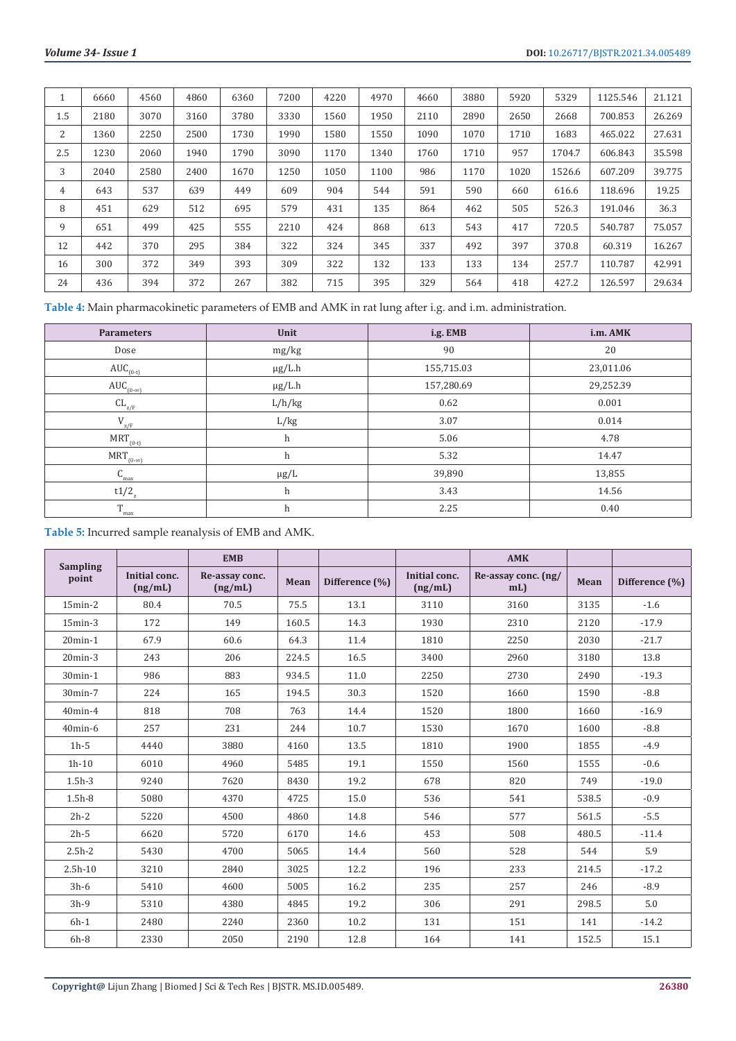| 1 | 6660 | 4560 | 4860 | 6360 | 7200 | 4220 | 4970 | 4660 | 3880 | 5920 | 5329 | 1125.546 | 21.121 |
|---|---|---|---|---|---|---|---|---|---|---|---|---|---|
| 1.5 | 2180 | 3070 | 3160 | 3780 | 3330 | 1560 | 1950 | 2110 | 2890 | 2650 | 2668 | 700.853 | 26.269 |
| 2 | 1360 | 2250 | 2500 | 1730 | 1990 | 1580 | 1550 | 1090 | 1070 | 1710 | 1683 | 465.022 | 27.631 |
| 2.5 | 1230 | 2060 | 1940 | 1790 | 3090 | 1170 | 1340 | 1760 | 1710 | 957 | 1704.7 | 606.843 | 35.598 |
| 3 | 2040 | 2580 | 2400 | 1670 | 1250 | 1050 | 1100 | 986 | 1170 | 1020 | 1526.6 | 607.209 | 39.775 |
| 4 | 643 | 537 | 639 | 449 | 609 | 904 | 544 | 591 | 590 | 660 | 616.6 | 118.696 | 19.25 |
| 8 | 451 | 629 | 512 | 695 | 579 | 431 | 135 | 864 | 462 | 505 | 526.3 | 191.046 | 36.3 |
| 9 | 651 | 499 | 425 | 555 | 2210 | 424 | 868 | 613 | 543 | 417 | 720.5 | 540.787 | 75.057 |
| 12 | 442 | 370 | 295 | 384 | 322 | 324 | 345 | 337 | 492 | 397 | 370.8 | 60.319 | 16.267 |
| 16 | 300 | 372 | 349 | 393 | 309 | 322 | 132 | 133 | 133 | 134 | 257.7 | 110.787 | 42.991 |
| 24 | 436 | 394 | 372 | 267 | 382 | 715 | 395 | 329 | 564 | 418 | 427.2 | 126.597 | 29.634 |

**Table 4:** Main pharmacokinetic parameters of EMB and AMK in rat lung after i.g. and i.m. administration.

| Parameters | Unit | i.g. EMB | i.m. AMK |
|---|---|---|---|
| Dose | mg/kg | 90 | 20 |
| $AUC_{(0-t)}$ | μg/L.h | 155,715.03 | 23,011.06 |
| $AUC_{(0-\infty)}$ | μg/L.h | 157,280.69 | 29,252.39 |
| $CL_{z/F}$ | L/h/kg | 0.62 | 0.001 |
| $V_{z/F}$ | L/kg | 3.07 | 0.014 |
| $MRT_{(0-t)}$ | h | 5.06 | 4.78 |
| $MRT_{(0-\infty)}$ | h | 5.32 | 14.47 |
| $C_{max}$ | μg/L | 39,890 | 13,855 |
| $t1/2_z$ | h | 3.43 | 14.56 |
| $T_{max}$ | h | 2.25 | 0.40 |

**Table 5:** Incurred sample reanalysis of EMB and AMK.

| Sampling point | | EMB | | | | AMK | | |
|---|---|---|---|---|---|---|---|---|
| | Initial conc. (ng/mL) | Re-assay conc. (ng/mL) | Mean | Difference (%) | Initial conc. (ng/mL) | Re-assay conc. (ng/mL) | Mean | Difference (%) |
| 15min-2 | 80.4 | 70.5 | 75.5 | 13.1 | 3110 | 3160 | 3135 | -1.6 |
| 15min-3 | 172 | 149 | 160.5 | 14.3 | 1930 | 2310 | 2120 | -17.9 |
| 20min-1 | 67.9 | 60.6 | 64.3 | 11.4 | 1810 | 2250 | 2030 | -21.7 |
| 20min-3 | 243 | 206 | 224.5 | 16.5 | 3400 | 2960 | 3180 | 13.8 |
| 30min-1 | 986 | 883 | 934.5 | 11.0 | 2250 | 2730 | 2490 | -19.3 |
| 30min-7 | 224 | 165 | 194.5 | 30.3 | 1520 | 1660 | 1590 | -8.8 |
| 40min-4 | 818 | 708 | 763 | 14.4 | 1520 | 1800 | 1660 | -16.9 |
| 40min-6 | 257 | 231 | 244 | 10.7 | 1530 | 1670 | 1600 | -8.8 |
| 1h-5 | 4440 | 3880 | 4160 | 13.5 | 1810 | 1900 | 1855 | -4.9 |
| 1h-10 | 6010 | 4960 | 5485 | 19.1 | 1550 | 1560 | 1555 | -0.6 |
| 1.5h-3 | 9240 | 7620 | 8430 | 19.2 | 678 | 820 | 749 | -19.0 |
| 1.5h-8 | 5080 | 4370 | 4725 | 15.0 | 536 | 541 | 538.5 | -0.9 |
| 2h-2 | 5220 | 4500 | 4860 | 14.8 | 546 | 577 | 561.5 | -5.5 |
| 2h-5 | 6620 | 5720 | 6170 | 14.6 | 453 | 508 | 480.5 | -11.4 |
| 2.5h-2 | 5430 | 4700 | 5065 | 14.4 | 560 | 528 | 544 | 5.9 |
| 2.5h-10 | 3210 | 2840 | 3025 | 12.2 | 196 | 233 | 214.5 | -17.2 |
| 3h-6 | 5410 | 4600 | 5005 | 16.2 | 235 | 257 | 246 | -8.9 |
| 3h-9 | 5310 | 4380 | 4845 | 19.2 | 306 | 291 | 298.5 | 5.0 |
| 6h-1 | 2480 | 2240 | 2360 | 10.2 | 131 | 151 | 141 | -14.2 |
| 6h-8 | 2330 | 2050 | 2190 | 12.8 | 164 | 141 | 152.5 | 15.1 |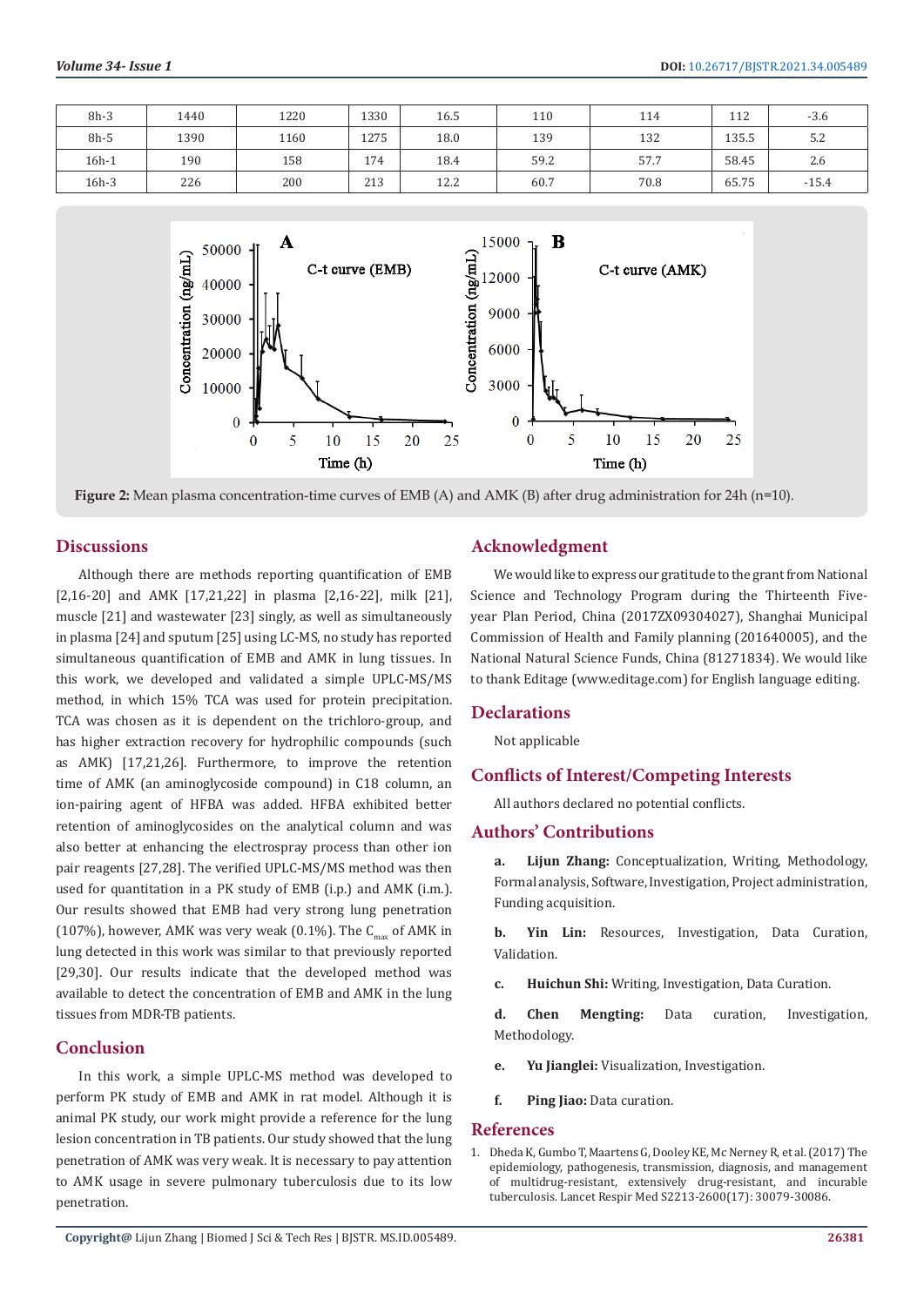| 8h-3 | 1440 | 1220 | 1330 | 16.5 | 110 | 114 | 112 | -3.6 |
|---|---|---|---|---|---|---|---|---|
| 8h-5 | 1390 | 1160 | 1275 | 18.0 | 139 | 132 | 135.5 | 5.2 |
| 16h-1 | 190 | 158 | 174 | 18.4 | 59.2 | 57.7 | 58.45 | 2.6 |
| 16h-3 | 226 | 200 | 213 | 12.2 | 60.7 | 70.8 | 65.75 | -15.4 |

**Figure 2:** Mean plasma concentration-time curves of EMB (A) and AMK (B) after drug administration for 24h (n=10).

## Discussions

Although there are methods reporting quantification of EMB [2,16-20] and AMK [17,21,22] in plasma [2,16-22], milk [21], muscle [21] and wastewater [23] singly, as well as simultaneously in plasma [24] and sputum [25] using LC-MS, no study has reported simultaneous quantification of EMB and AMK in lung tissues. In this work, we developed and validated a simple UPLC-MS/MS method, in which 15% TCA was used for protein precipitation. TCA was chosen as it is dependent on the trichloro-group, and has higher extraction recovery for hydrophilic compounds (such as AMK) [17,21,26]. Furthermore, to improve the retention time of AMK (an aminoglycoside compound) in C18 column, an ion-pairing agent of HFBA was added. HFBA exhibited better retention of aminoglycosides on the analytical column and was also better at enhancing the electrospray process than other ion pair reagents [27,28]. The verified UPLC-MS/MS method was then used for quantitation in a PK study of EMB (i.p.) and AMK (i.m.). Our results showed that EMB had very strong lung penetration (107%), however, AMK was very weak (0.1%). The $C_{max}$ of AMK in lung detected in this work was similar to that previously reported [29,30]. Our results indicate that the developed method was available to detect the concentration of EMB and AMK in the lung tissues from MDR-TB patients.

## Conclusion

In this work, a simple UPLC-MS method was developed to perform PK study of EMB and AMK in rat model. Although it is animal PK study, our work might provide a reference for the lung lesion concentration in TB patients. Our study showed that the lung penetration of AMK was very weak. It is necessary to pay attention to AMK usage in severe pulmonary tuberculosis due to its low penetration.

## Acknowledgment

We would like to express our gratitude to the grant from National Science and Technology Program during the Thirteenth Five-year Plan Period, China (2017ZX09304027), Shanghai Municipal Commission of Health and Family planning (201640005), and the National Natural Science Funds, China (81271834). We would like to thank Editage (www.editage.com) for English language editing.

## Declarations

Not applicable

## Conflicts of Interest/Competing Interests

All authors declared no potential conflicts.

## Authors' Contributions

a. **Lijun Zhang:** Conceptualization, Writing, Methodology, Formal analysis, Software, Investigation, Project administration, Funding acquisition.

b. **Yin Lin:** Resources, Investigation, Data Curation, Validation.

c. **Huichun Shi:** Writing, Investigation, Data Curation.

d. **Chen Mengting:** Data curation, Investigation, Methodology.

e. **Yu Jianglei:** Visualization, Investigation.

f. **Ping Jiao:** Data curation.

## References

1. Dheda K, Gumbo T, Maartens G, Dooley KE, Mc Nerney R, et al. (2017) The epidemiology, pathogenesis, transmission, diagnosis, and management of multidrug-resistant, extensively drug-resistant, and incurable tuberculosis. Lancet Respir Med S2213-2600(17): 30079-30086.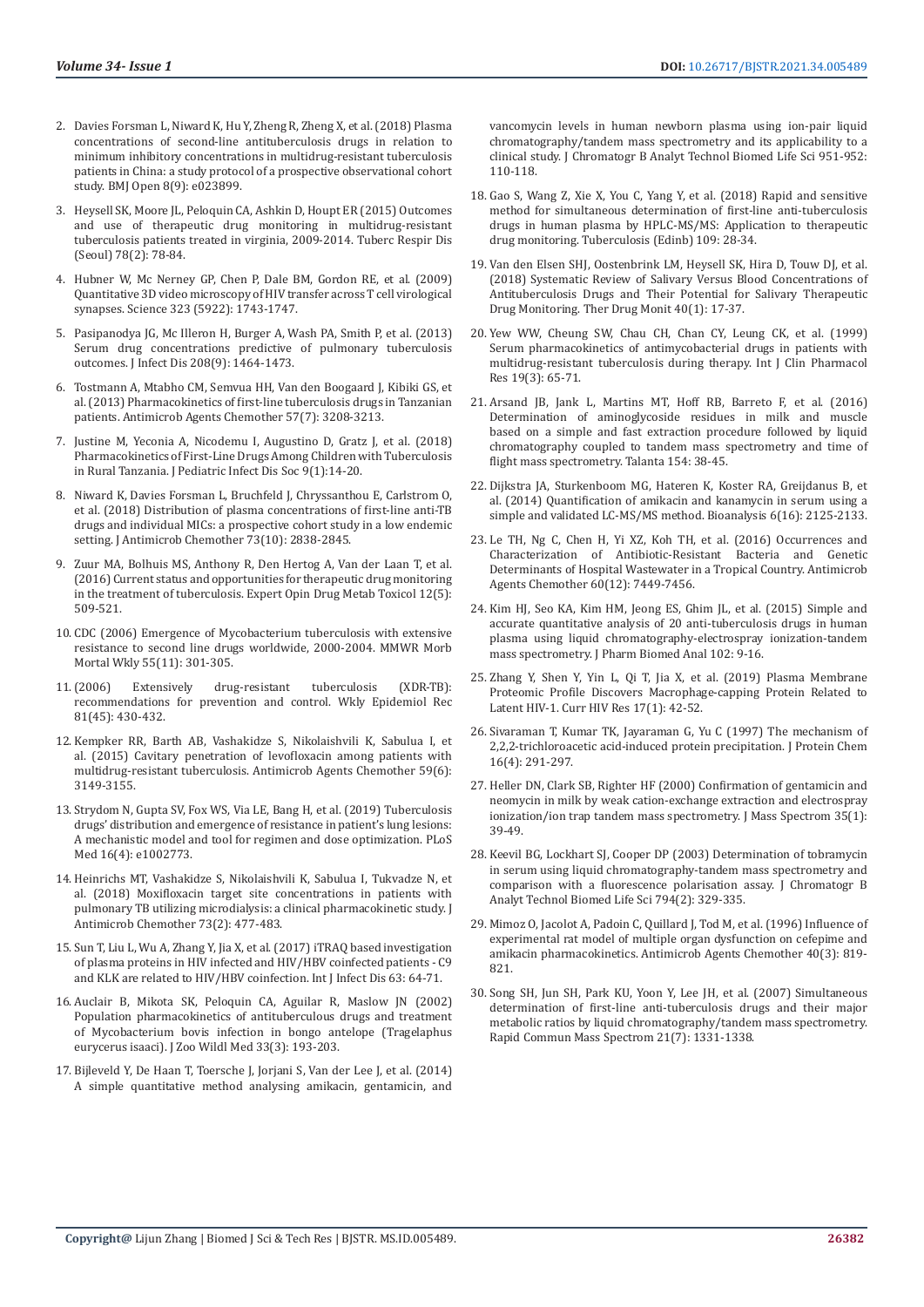2. Davies Forsman L, Niward K, Hu Y, Zheng R, Zheng X, et al. (2018) Plasma concentrations of second-line antituberculosis drugs in relation to minimum inhibitory concentrations in multidrug-resistant tuberculosis patients in China: a study protocol of a prospective observational cohort study. BMJ Open 8(9): e023899.

3. Heysell SK, Moore JL, Peloquin CA, Ashkin D, Houpt ER (2015) Outcomes and use of therapeutic drug monitoring in multidrug-resistant tuberculosis patients treated in virginia, 2009-2014. Tuberc Respir Dis (Seoul) 78(2): 78-84.

4. Hubner W, Mc Nerney GP, Chen P, Dale BM, Gordon RE, et al. (2009) Quantitative 3D video microscopy of HIV transfer across T cell virological synapses. Science 323 (5922): 1743-1747.

5. Pasipanodya JG, Mc Illeron H, Burger A, Wash PA, Smith P, et al. (2013) Serum drug concentrations predictive of pulmonary tuberculosis outcomes. J Infect Dis 208(9): 1464-1473.

6. Tostmann A, Mtabho CM, Semvua HH, Van den Boogaard J, Kibiki GS, et al. (2013) Pharmacokinetics of first-line tuberculosis drugs in Tanzanian patients. Antimicrob Agents Chemother 57(7): 3208-3213.

7. Justine M, Yeconia A, Nicodemu I, Augustino D, Gratz J, et al. (2018) Pharmacokinetics of First-Line Drugs Among Children with Tuberculosis in Rural Tanzania. J Pediatric Infect Dis Soc 9(1):14-20.

8. Niward K, Davies Forsman L, Bruchfeld J, Chryssanthou E, Carlstrom O, et al. (2018) Distribution of plasma concentrations of first-line anti-TB drugs and individual MICs: a prospective cohort study in a low endemic setting. J Antimicrob Chemother 73(10): 2838-2845.

9. Zuur MA, Bolhuis MS, Anthony R, Den Hertog A, Van der Laan T, et al. (2016) Current status and opportunities for therapeutic drug monitoring in the treatment of tuberculosis. Expert Opin Drug Metab Toxicol 12(5): 509-521.

10. CDC (2006) Emergence of Mycobacterium tuberculosis with extensive resistance to second line drugs worldwide, 2000-2004. MMWR Morb Mortal Wkly 55(11): 301-305.

11. (2006) Extensively drug-resistant tuberculosis (XDR-TB): recommendations for prevention and control. Wkly Epidemiol Rec 81(45): 430-432.

12. Kempker RR, Barth AB, Vashakidze S, Nikolaishvili K, Sabulua I, et al. (2015) Cavitary penetration of levofloxacin among patients with multidrug-resistant tuberculosis. Antimicrob Agents Chemother 59(6): 3149-3155.

13. Strydom N, Gupta SV, Fox WS, Via LE, Bang H, et al. (2019) Tuberculosis drugs' distribution and emergence of resistance in patient's lung lesions: A mechanistic model and tool for regimen and dose optimization. PLoS Med 16(4): e1002773.

14. Heinrichs MT, Vashakidze S, Nikolaishvili K, Sabulua I, Tukvadze N, et al. (2018) Moxifloxacin target site concentrations in patients with pulmonary TB utilizing microdialysis: a clinical pharmacokinetic study. J Antimicrob Chemother 73(2): 477-483.

15. Sun T, Liu L, Wu A, Zhang Y, Jia X, et al. (2017) iTRAQ based investigation of plasma proteins in HIV infected and HIV/HBV coinfected patients - C9 and KLK are related to HIV/HBV coinfection. Int J Infect Dis 63: 64-71.

16. Auclair B, Mikota SK, Peloquin CA, Aguilar R, Maslow JN (2002) Population pharmacokinetics of antituberculous drugs and treatment of Mycobacterium bovis infection in bongo antelope (Tragelaphus eurycerus isaaci). J Zoo Wildl Med 33(3): 193-203.

17. Bijleveld Y, De Haan T, Toersche J, Jorjani S, Van der Lee J, et al. (2014) A simple quantitative method analysing amikacin, gentamicin, and vancomycin levels in human newborn plasma using ion-pair liquid chromatography/tandem mass spectrometry and its applicability to a clinical study. J Chromatogr B Analyt Technol Biomed Life Sci 951-952: 110-118.

18. Gao S, Wang Z, Xie X, You C, Yang Y, et al. (2018) Rapid and sensitive method for simultaneous determination of first-line anti-tuberculosis drugs in human plasma by HPLC-MS/MS: Application to therapeutic drug monitoring. Tuberculosis (Edinb) 109: 28-34.

19. Van den Elsen SHJ, Oostenbrink LM, Heysell SK, Hira D, Touw DJ, et al. (2018) Systematic Review of Salivary Versus Blood Concentrations of Antituberculosis Drugs and Their Potential for Salivary Therapeutic Drug Monitoring. Ther Drug Monit 40(1): 17-37.

20. Yew WW, Cheung SW, Chau CH, Chan CY, Leung CK, et al. (1999) Serum pharmacokinetics of antimycobacterial drugs in patients with multidrug-resistant tuberculosis during therapy. Int J Clin Pharmacol Res 19(3): 65-71.

21. Arsand JB, Jank L, Martins MT, Hoff RB, Barreto F, et al. (2016) Determination of aminoglycoside residues in milk and muscle based on a simple and fast extraction procedure followed by liquid chromatography coupled to tandem mass spectrometry and time of flight mass spectrometry. Talanta 154: 38-45.

22. Dijkstra JA, Sturkenboom MG, Hateren K, Koster RA, Greijdanus B, et al. (2014) Quantification of amikacin and kanamycin in serum using a simple and validated LC-MS/MS method. Bioanalysis 6(16): 2125-2133.

23. Le TH, Ng C, Chen H, Yi XZ, Koh TH, et al. (2016) Occurrences and Characterization of Antibiotic-Resistant Bacteria and Genetic Determinants of Hospital Wastewater in a Tropical Country. Antimicrob Agents Chemother 60(12): 7449-7456.

24. Kim HJ, Seo KA, Kim HM, Jeong ES, Ghim JL, et al. (2015) Simple and accurate quantitative analysis of 20 anti-tuberculosis drugs in human plasma using liquid chromatography-electrospray ionization-tandem mass spectrometry. J Pharm Biomed Anal 102: 9-16.

25. Zhang Y, Shen Y, Yin L, Qi T, Jia X, et al. (2019) Plasma Membrane Proteomic Profile Discovers Macrophage-capping Protein Related to Latent HIV-1. Curr HIV Res 17(1): 42-52.

26. Sivaraman T, Kumar TK, Jayaraman G, Yu C (1997) The mechanism of 2,2,2-trichloroacetic acid-induced protein precipitation. J Protein Chem 16(4): 291-297.

27. Heller DN, Clark SB, Righter HF (2000) Confirmation of gentamicin and neomycin in milk by weak cation-exchange extraction and electrospray ionization/ion trap tandem mass spectrometry. J Mass Spectrom 35(1): 39-49.

28. Keevil BG, Lockhart SJ, Cooper DP (2003) Determination of tobramycin in serum using liquid chromatography-tandem mass spectrometry and comparison with a fluorescence polarisation assay. J Chromatogr B Analyt Technol Biomed Life Sci 794(2): 329-335.

29. Mimoz O, Jacolot A, Padoin C, Quillard J, Tod M, et al. (1996) Influence of experimental rat model of multiple organ dysfunction on cefepime and amikacin pharmacokinetics. Antimicrob Agents Chemother 40(3): 819-821.

30. Song SH, Jun SH, Park KU, Yoon Y, Lee JH, et al. (2007) Simultaneous determination of first-line anti-tuberculosis drugs and their major metabolic ratios by liquid chromatography/tandem mass spectrometry. Rapid Commun Mass Spectrom 21(7): 1331-1338.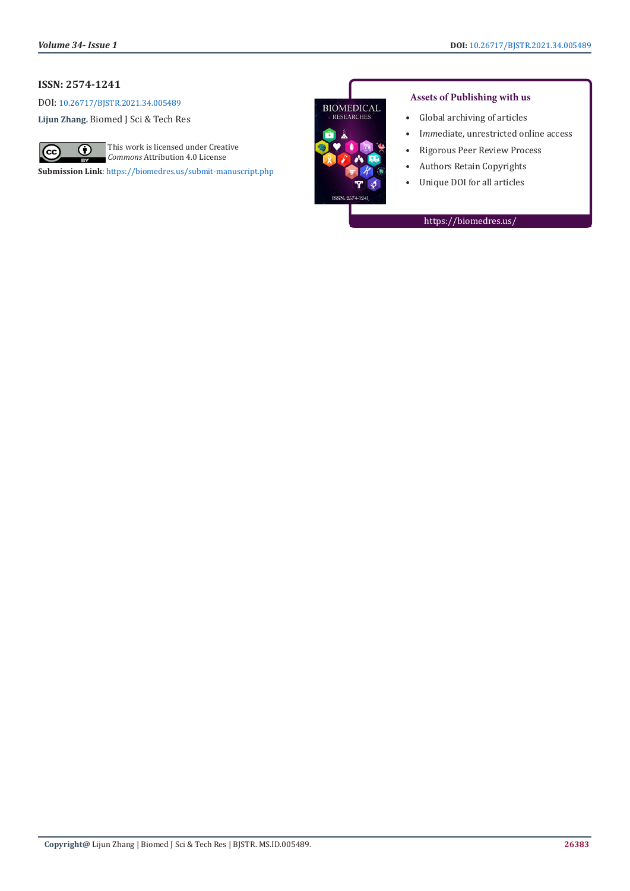**ISSN: 2574-1241**

DOI: 10.26717/BJSTR.2021.34.005489

**Lijun Zhang.** Biomed J Sci & Tech Res

This work is licensed under Creative *Commons* Attribution 4.0 License

**Submission Link**: https://biomedres.us/submit-manuscript.php

### Assets of Publishing with us

- Global archiving of articles
- Immediate, unrestricted online access
- Rigorous Peer Review Process
- Authors Retain Copyrights
- Unique DOI for all articles

https://biomedres.us/